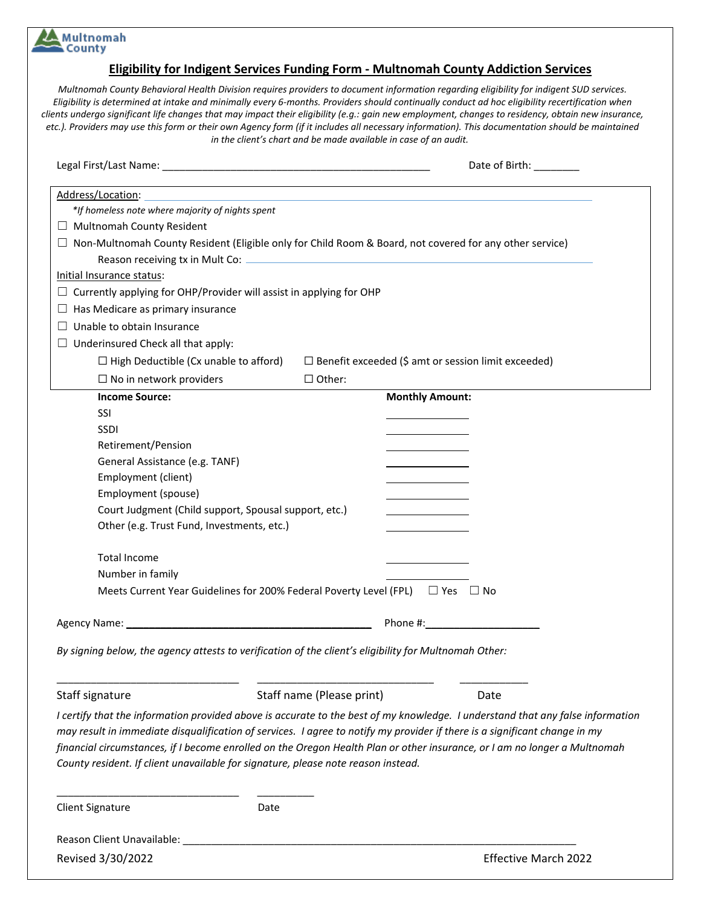Multnomah County

## Eligibility for Indigent Services Funding Form - Multnomah County Addiction Services

*Multnomah County Behavioral Health Division requires providers to document information regarding eligibility for indigent SUD services. Eligibility is determined at intake and minimally every 6-months. Providers should continually conduct ad hoc eligibility recertification when clients undergo significant life changes that may impact their eligibility (e.g.: gain new employment, changes to residency, obtain new insurance, etc.). Providers may use this form or their own Agency form (if it includes all necessary information). This documentation should be maintained in the client's chart and be made available in case of an audit.*

Legal First/Last Name: ______________________________________________ Date of Birth: ________

Address/Location: ______________________________________________

*\*If homeless note where majority of nights spent*

☐ Multnomah County Resident

☐ Non-Multnomah County Resident (Eligible only for Child Room & Board, not covered for any other service)

Reason receiving tx in Mult Co: ______________________________________________

Initial Insurance status:

☐ Currently applying for OHP/Provider will assist in applying for OHP

☐ Has Medicare as primary insurance

☐ Unable to obtain Insurance

☐ Underinsured Check all that apply:

☐ High Deductible (Cx unable to afford) ☐ Benefit exceeded ($ amt or session limit exceeded)

☐ No in network providers ☐ Other:

| **Income Source:** | **Monthly Amount:** |
|---|---|
| SSI | ________ |
| SSDI | ________ |
| Retirement/Pension | ________ |
| General Assistance (e.g. TANF) | ________ |
| Employment (client) | ________ |
| Employment (spouse) | ________ |
| Court Judgment (Child support, Spousal support, etc.) | ________ |
| Other (e.g. Trust Fund, Investments, etc.) | ________ |
| | |
| Total Income | ________ |
| Number in family | ________ |

Meets Current Year Guidelines for 200% Federal Poverty Level (FPL) ☐ Yes ☐ No

Agency Name: ______________________________________________ Phone #: ____________________

*By signing below, the agency attests to verification of the client's eligibility for Multnomah Other:*

________________________________ ________________________________ ____________

Staff signature Staff name (Please print) Date

*I certify that the information provided above is accurate to the best of my knowledge. I understand that any false information may result in immediate disqualification of services. I agree to notify my provider if there is a significant change in my financial circumstances, if I become enrolled on the Oregon Health Plan or other insurance, or I am no longer a Multnomah County resident. If client unavailable for signature, please note reason instead.*

________________________________ __________

Client Signature Date

Reason Client Unavailable: ______________________________________________________________________

Revised 3/30/2022 Effective March 2022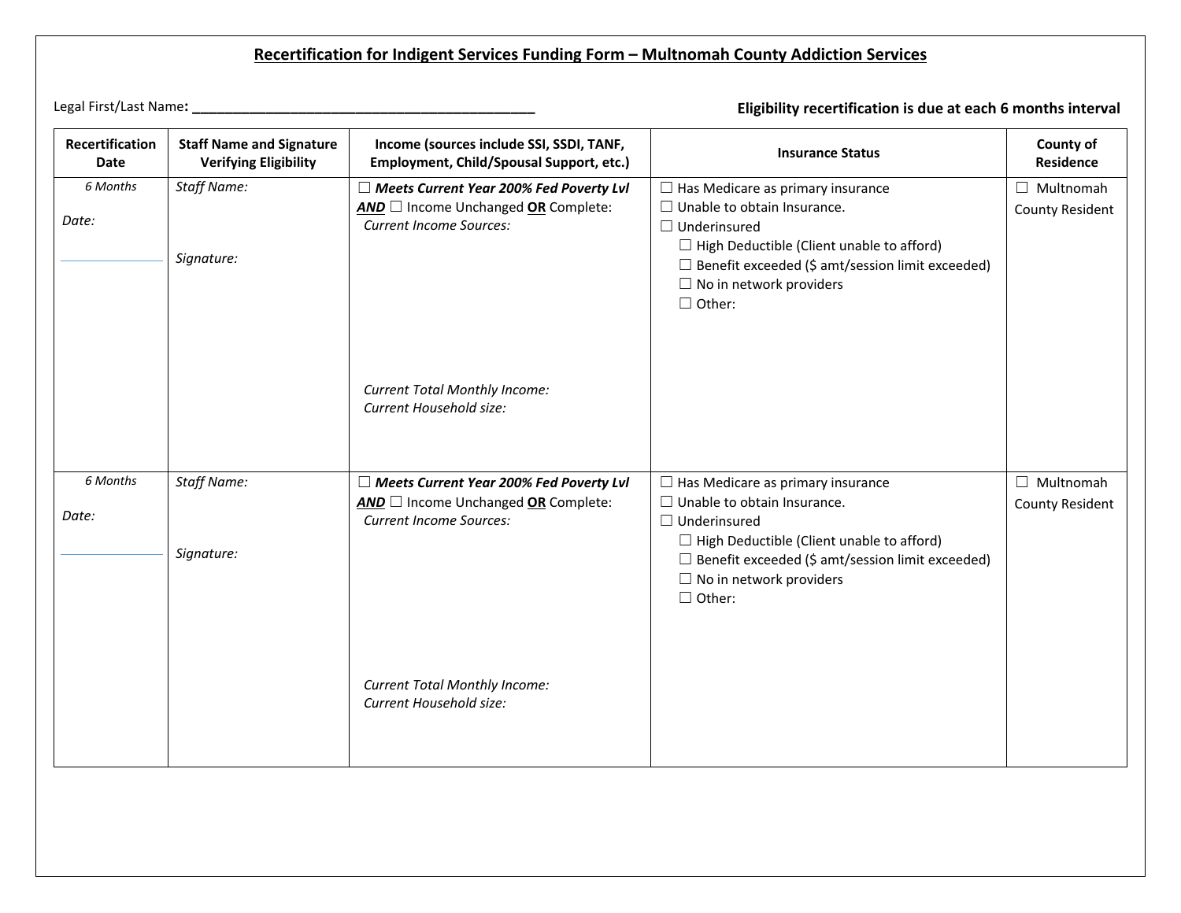## Recertification for Indigent Services Funding Form – Multnomah County Addiction Services

Legal First/Last Name: _____________________________________________

**Eligibility recertification is due at each 6 months interval**

| Recertification Date | Staff Name and Signature Verifying Eligibility | Income (sources include SSI, SSDI, TANF, Employment, Child/Spousal Support, etc.) | Insurance Status | County of Residence |
|---|---|---|---|---|
| *6 Months*<br><br>*Date:*<br><br>__________ | *Staff Name:*<br><br><br>*Signature:* | ☐ ***Meets Current Year 200% Fed Poverty Lvl*** ***AND*** ☐ Income Unchanged **OR** Complete:<br>*Current Income Sources:*<br><br><br><br>*Current Total Monthly Income:*<br>*Current Household size:* | ☐ Has Medicare as primary insurance<br>☐ Unable to obtain Insurance.<br>☐ Underinsured<br>☐ High Deductible (Client unable to afford)<br>☐ Benefit exceeded ($ amt/session limit exceeded)<br>☐ No in network providers<br>☐ Other: | ☐ Multnomah County Resident |
| *6 Months*<br><br>*Date:*<br><br>__________ | *Staff Name:*<br><br><br>*Signature:* | ☐ ***Meets Current Year 200% Fed Poverty Lvl*** ***AND*** ☐ Income Unchanged **OR** Complete:<br>*Current Income Sources:*<br><br><br><br>*Current Total Monthly Income:*<br>*Current Household size:* | ☐ Has Medicare as primary insurance<br>☐ Unable to obtain Insurance.<br>☐ Underinsured<br>☐ High Deductible (Client unable to afford)<br>☐ Benefit exceeded ($ amt/session limit exceeded)<br>☐ No in network providers<br>☐ Other: | ☐ Multnomah County Resident |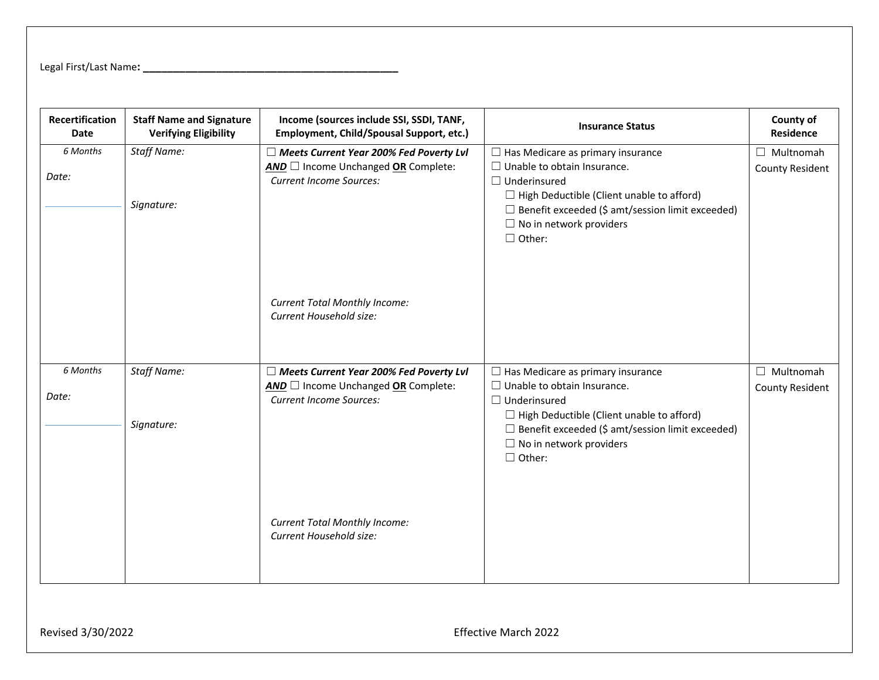Legal First/Last Name: _____________________________________________

| Recertification Date | Staff Name and Signature Verifying Eligibility | Income (sources include SSI, SSDI, TANF, Employment, Child/Spousal Support, etc.) | Insurance Status | County of Residence |
|---|---|---|---|---|
| *6 Months*<br>*Date:*<br>__________ | *Staff Name:*<br><br>*Signature:* | ☐ ***Meets Current Year 200% Fed Poverty Lvl*** ***AND*** ☐ Income Unchanged **OR** Complete:<br>*Current Income Sources:*<br><br>*Current Total Monthly Income:*<br>*Current Household size:* | ☐ Has Medicare as primary insurance<br>☐ Unable to obtain Insurance.<br>☐ Underinsured<br>☐ High Deductible (Client unable to afford)<br>☐ Benefit exceeded ($ amt/session limit exceeded)<br>☐ No in network providers<br>☐ Other: | ☐ Multnomah County Resident |
| *6 Months*<br>*Date:*<br>__________ | *Staff Name:*<br><br>*Signature:* | ☐ ***Meets Current Year 200% Fed Poverty Lvl*** ***AND*** ☐ Income Unchanged **OR** Complete:<br>*Current Income Sources:*<br><br>*Current Total Monthly Income:*<br>*Current Household size:* | ☐ Has Medicare as primary insurance<br>☐ Unable to obtain Insurance.<br>☐ Underinsured<br>☐ High Deductible (Client unable to afford)<br>☐ Benefit exceeded ($ amt/session limit exceeded)<br>☐ No in network providers<br>☐ Other: | ☐ Multnomah County Resident |

Revised 3/30/2022

Effective March 2022